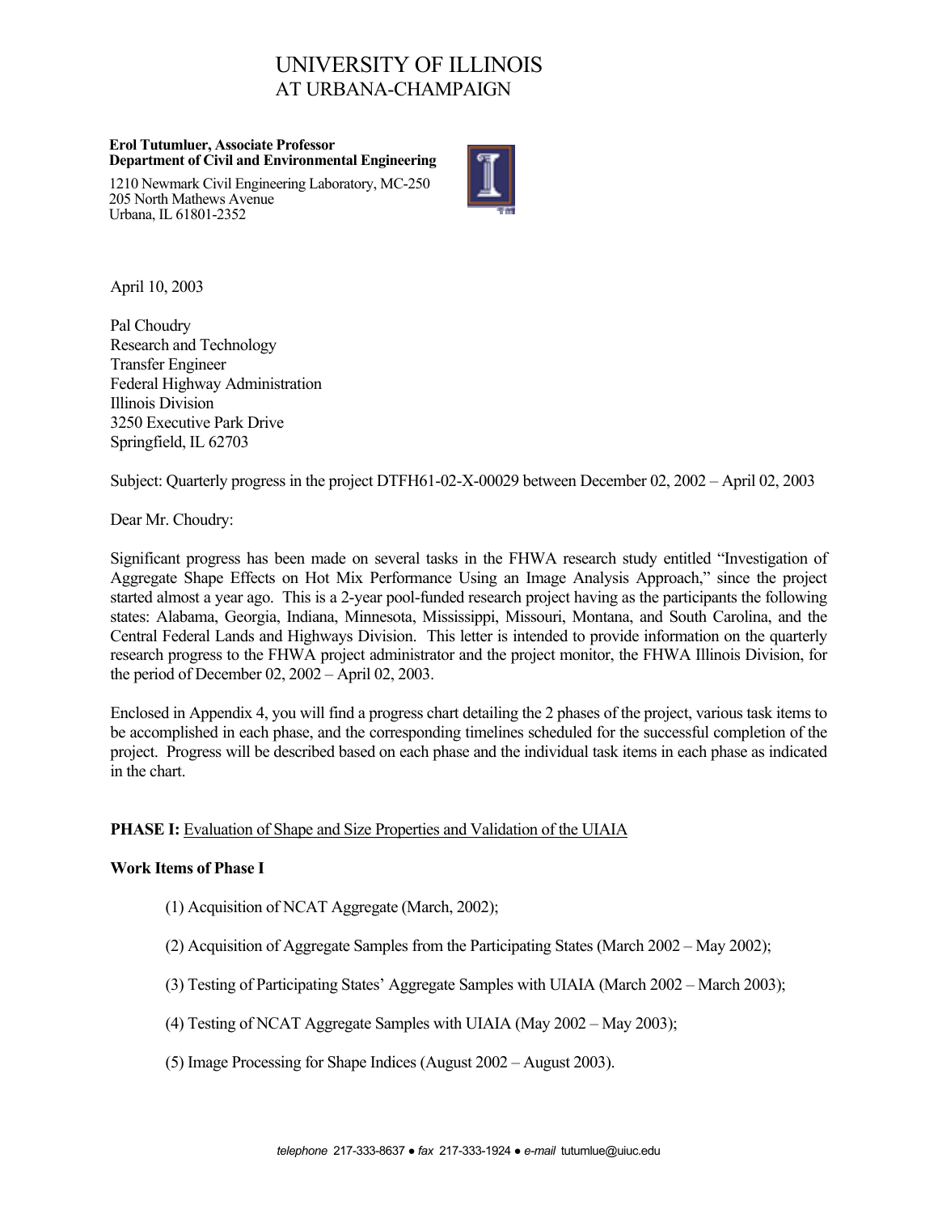# UNIVERSITY OF ILLINOIS
## AT URBANA-CHAMPAIGN

**Erol Tutumluer, Associate Professor**
**Department of Civil and Environmental Engineering**

1210 Newmark Civil Engineering Laboratory, MC-250
205 North Mathews Avenue
Urbana, IL 61801-2352

April 10, 2003

Pal Choudry
Research and Technology
Transfer Engineer
Federal Highway Administration
Illinois Division
3250 Executive Park Drive
Springfield, IL 62703

Subject: Quarterly progress in the project DTFH61-02-X-00029 between December 02, 2002 – April 02, 2003

Dear Mr. Choudry:

Significant progress has been made on several tasks in the FHWA research study entitled "Investigation of Aggregate Shape Effects on Hot Mix Performance Using an Image Analysis Approach," since the project started almost a year ago. This is a 2-year pool-funded research project having as the participants the following states: Alabama, Georgia, Indiana, Minnesota, Mississippi, Missouri, Montana, and South Carolina, and the Central Federal Lands and Highways Division. This letter is intended to provide information on the quarterly research progress to the FHWA project administrator and the project monitor, the FHWA Illinois Division, for the period of December 02, 2002 – April 02, 2003.

Enclosed in Appendix 4, you will find a progress chart detailing the 2 phases of the project, various task items to be accomplished in each phase, and the corresponding timelines scheduled for the successful completion of the project. Progress will be described based on each phase and the individual task items in each phase as indicated in the chart.

**PHASE I:** Evaluation of Shape and Size Properties and Validation of the UIAIA

**Work Items of Phase I**

(1) Acquisition of NCAT Aggregate (March, 2002);

(2) Acquisition of Aggregate Samples from the Participating States (March 2002 – May 2002);

(3) Testing of Participating States' Aggregate Samples with UIAIA (March 2002 – March 2003);

(4) Testing of NCAT Aggregate Samples with UIAIA (May 2002 – May 2003);

(5) Image Processing for Shape Indices (August 2002 – August 2003).

*telephone* 217-333-8637 ● *fax* 217-333-1924 ● *e-mail* tutumlue@uiuc.edu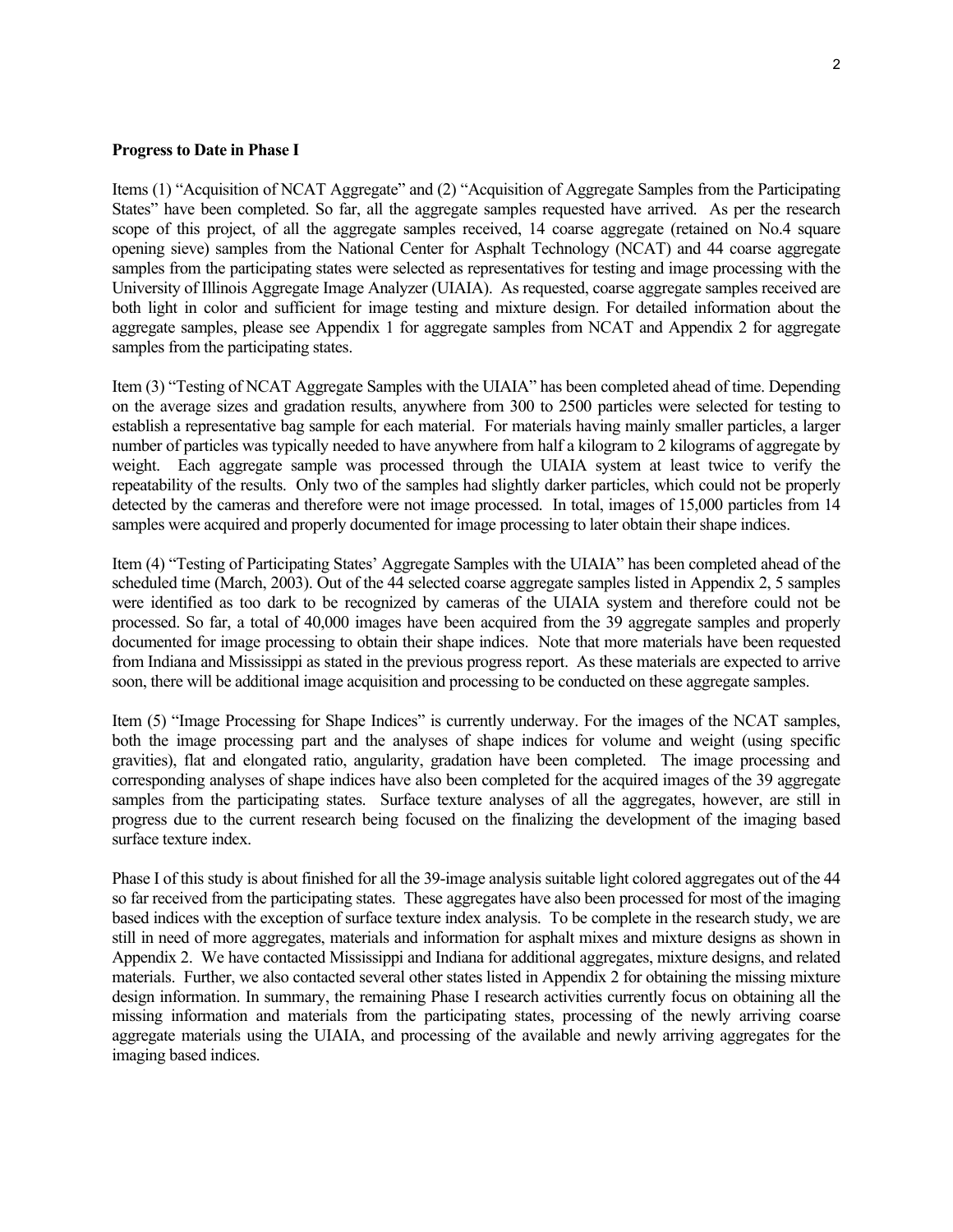**Progress to Date in Phase I**

Items (1) "Acquisition of NCAT Aggregate" and (2) "Acquisition of Aggregate Samples from the Participating States" have been completed. So far, all the aggregate samples requested have arrived. As per the research scope of this project, of all the aggregate samples received, 14 coarse aggregate (retained on No.4 square opening sieve) samples from the National Center for Asphalt Technology (NCAT) and 44 coarse aggregate samples from the participating states were selected as representatives for testing and image processing with the University of Illinois Aggregate Image Analyzer (UIAIA). As requested, coarse aggregate samples received are both light in color and sufficient for image testing and mixture design. For detailed information about the aggregate samples, please see Appendix 1 for aggregate samples from NCAT and Appendix 2 for aggregate samples from the participating states.

Item (3) "Testing of NCAT Aggregate Samples with the UIAIA" has been completed ahead of time. Depending on the average sizes and gradation results, anywhere from 300 to 2500 particles were selected for testing to establish a representative bag sample for each material. For materials having mainly smaller particles, a larger number of particles was typically needed to have anywhere from half a kilogram to 2 kilograms of aggregate by weight. Each aggregate sample was processed through the UIAIA system at least twice to verify the repeatability of the results. Only two of the samples had slightly darker particles, which could not be properly detected by the cameras and therefore were not image processed. In total, images of 15,000 particles from 14 samples were acquired and properly documented for image processing to later obtain their shape indices.

Item (4) "Testing of Participating States' Aggregate Samples with the UIAIA" has been completed ahead of the scheduled time (March, 2003). Out of the 44 selected coarse aggregate samples listed in Appendix 2, 5 samples were identified as too dark to be recognized by cameras of the UIAIA system and therefore could not be processed. So far, a total of 40,000 images have been acquired from the 39 aggregate samples and properly documented for image processing to obtain their shape indices. Note that more materials have been requested from Indiana and Mississippi as stated in the previous progress report. As these materials are expected to arrive soon, there will be additional image acquisition and processing to be conducted on these aggregate samples.

Item (5) "Image Processing for Shape Indices" is currently underway. For the images of the NCAT samples, both the image processing part and the analyses of shape indices for volume and weight (using specific gravities), flat and elongated ratio, angularity, gradation have been completed. The image processing and corresponding analyses of shape indices have also been completed for the acquired images of the 39 aggregate samples from the participating states. Surface texture analyses of all the aggregates, however, are still in progress due to the current research being focused on the finalizing the development of the imaging based surface texture index.

Phase I of this study is about finished for all the 39-image analysis suitable light colored aggregates out of the 44 so far received from the participating states. These aggregates have also been processed for most of the imaging based indices with the exception of surface texture index analysis. To be complete in the research study, we are still in need of more aggregates, materials and information for asphalt mixes and mixture designs as shown in Appendix 2. We have contacted Mississippi and Indiana for additional aggregates, mixture designs, and related materials. Further, we also contacted several other states listed in Appendix 2 for obtaining the missing mixture design information. In summary, the remaining Phase I research activities currently focus on obtaining all the missing information and materials from the participating states, processing of the newly arriving coarse aggregate materials using the UIAIA, and processing of the available and newly arriving aggregates for the imaging based indices.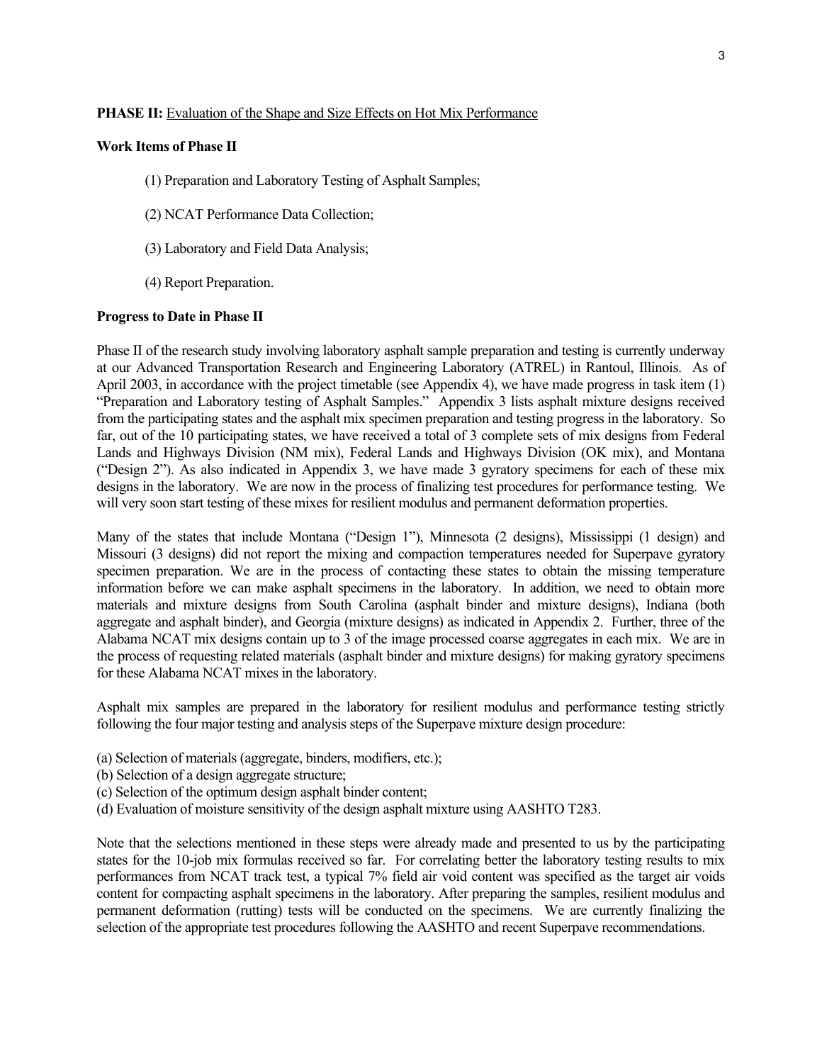**PHASE II:** Evaluation of the Shape and Size Effects on Hot Mix Performance

**Work Items of Phase II**

(1) Preparation and Laboratory Testing of Asphalt Samples;

(2) NCAT Performance Data Collection;

(3) Laboratory and Field Data Analysis;

(4) Report Preparation.

**Progress to Date in Phase II**

Phase II of the research study involving laboratory asphalt sample preparation and testing is currently underway at our Advanced Transportation Research and Engineering Laboratory (ATREL) in Rantoul, Illinois. As of April 2003, in accordance with the project timetable (see Appendix 4), we have made progress in task item (1) "Preparation and Laboratory testing of Asphalt Samples." Appendix 3 lists asphalt mixture designs received from the participating states and the asphalt mix specimen preparation and testing progress in the laboratory. So far, out of the 10 participating states, we have received a total of 3 complete sets of mix designs from Federal Lands and Highways Division (NM mix), Federal Lands and Highways Division (OK mix), and Montana ("Design 2"). As also indicated in Appendix 3, we have made 3 gyratory specimens for each of these mix designs in the laboratory. We are now in the process of finalizing test procedures for performance testing. We will very soon start testing of these mixes for resilient modulus and permanent deformation properties.

Many of the states that include Montana ("Design 1"), Minnesota (2 designs), Mississippi (1 design) and Missouri (3 designs) did not report the mixing and compaction temperatures needed for Superpave gyratory specimen preparation. We are in the process of contacting these states to obtain the missing temperature information before we can make asphalt specimens in the laboratory. In addition, we need to obtain more materials and mixture designs from South Carolina (asphalt binder and mixture designs), Indiana (both aggregate and asphalt binder), and Georgia (mixture designs) as indicated in Appendix 2. Further, three of the Alabama NCAT mix designs contain up to 3 of the image processed coarse aggregates in each mix. We are in the process of requesting related materials (asphalt binder and mixture designs) for making gyratory specimens for these Alabama NCAT mixes in the laboratory.

Asphalt mix samples are prepared in the laboratory for resilient modulus and performance testing strictly following the four major testing and analysis steps of the Superpave mixture design procedure:

(a) Selection of materials (aggregate, binders, modifiers, etc.);
(b) Selection of a design aggregate structure;
(c) Selection of the optimum design asphalt binder content;
(d) Evaluation of moisture sensitivity of the design asphalt mixture using AASHTO T283.

Note that the selections mentioned in these steps were already made and presented to us by the participating states for the 10-job mix formulas received so far. For correlating better the laboratory testing results to mix performances from NCAT track test, a typical 7% field air void content was specified as the target air voids content for compacting asphalt specimens in the laboratory. After preparing the samples, resilient modulus and permanent deformation (rutting) tests will be conducted on the specimens. We are currently finalizing the selection of the appropriate test procedures following the AASHTO and recent Superpave recommendations.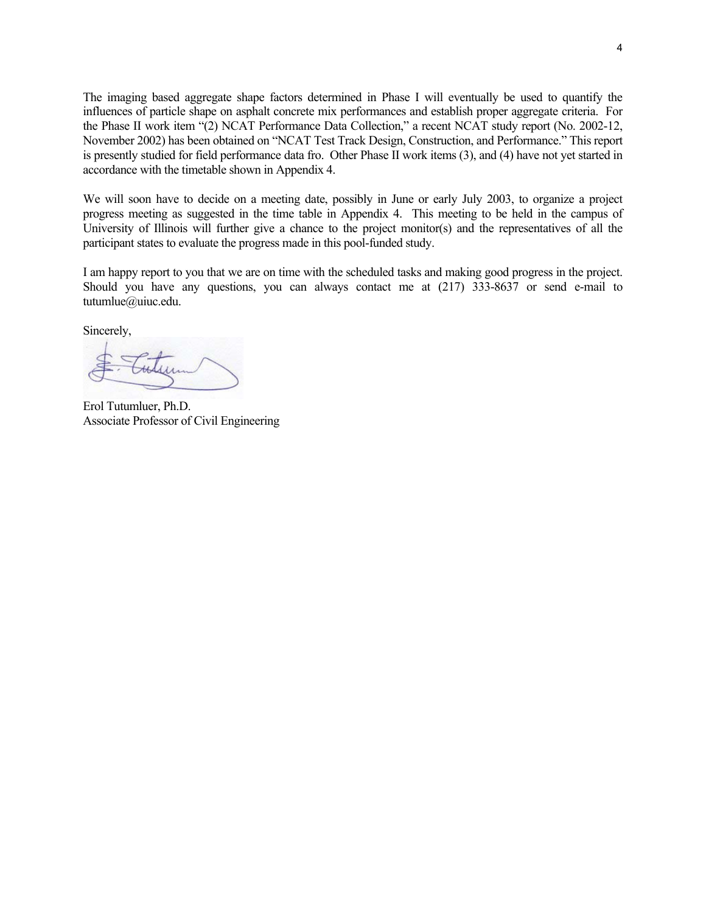The imaging based aggregate shape factors determined in Phase I will eventually be used to quantify the influences of particle shape on asphalt concrete mix performances and establish proper aggregate criteria. For the Phase II work item "(2) NCAT Performance Data Collection," a recent NCAT study report (No. 2002-12, November 2002) has been obtained on "NCAT Test Track Design, Construction, and Performance." This report is presently studied for field performance data fro. Other Phase II work items (3), and (4) have not yet started in accordance with the timetable shown in Appendix 4.

We will soon have to decide on a meeting date, possibly in June or early July 2003, to organize a project progress meeting as suggested in the time table in Appendix 4. This meeting to be held in the campus of University of Illinois will further give a chance to the project monitor(s) and the representatives of all the participant states to evaluate the progress made in this pool-funded study.

I am happy report to you that we are on time with the scheduled tasks and making good progress in the project. Should you have any questions, you can always contact me at (217) 333-8637 or send e-mail to tutumlue@uiuc.edu.

Sincerely,

Erol Tutumluer, Ph.D.
Associate Professor of Civil Engineering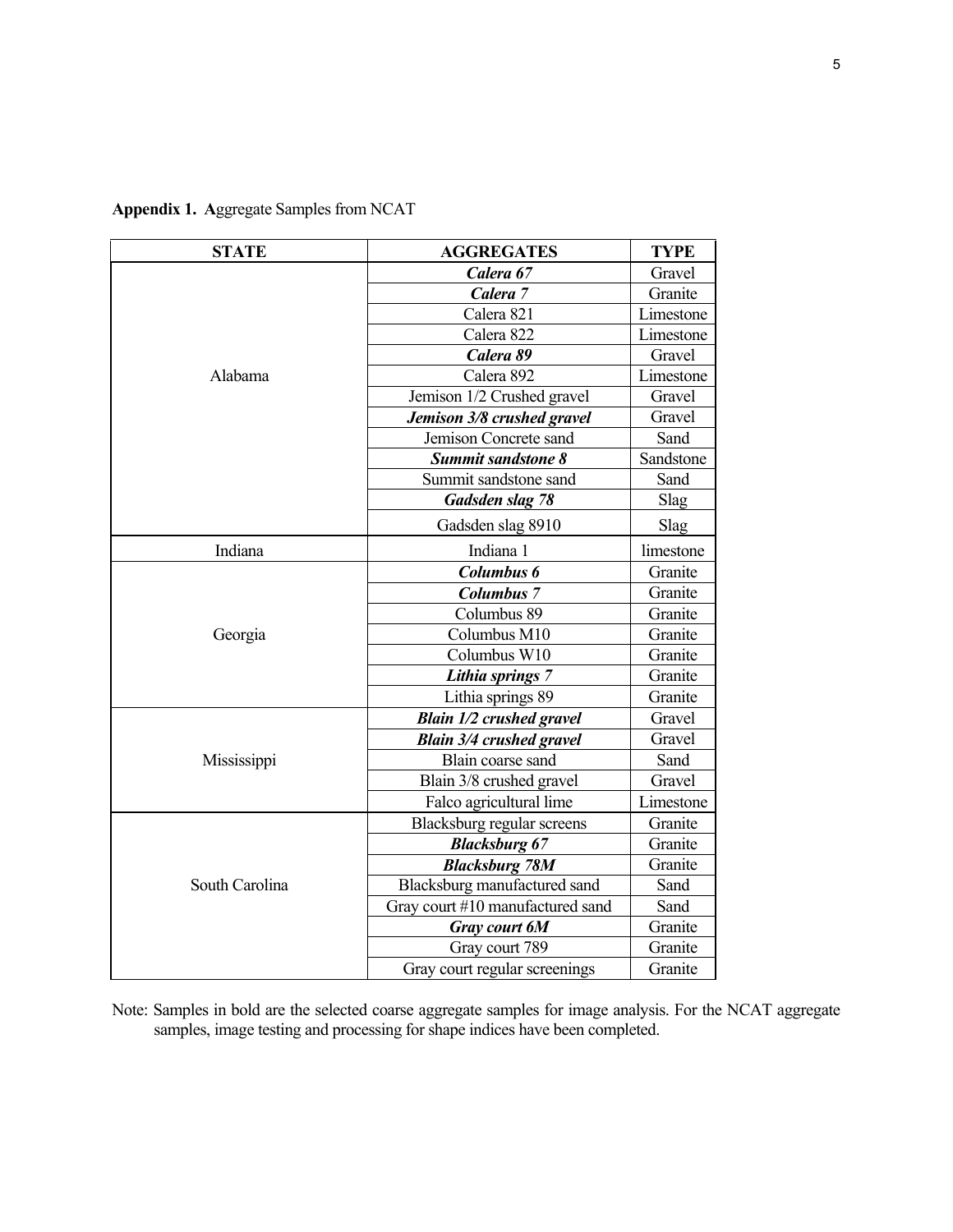**Appendix 1. A**ggregate Samples from NCAT

| STATE | AGGREGATES | TYPE |
|---|---|---|
| Alabama | ***Calera 67*** | Gravel |
| | ***Calera 7*** | Granite |
| | Calera 821 | Limestone |
| | Calera 822 | Limestone |
| | ***Calera 89*** | Gravel |
| | Calera 892 | Limestone |
| | Jemison 1/2 Crushed gravel | Gravel |
| | ***Jemison 3/8 crushed gravel*** | Gravel |
| | Jemison Concrete sand | Sand |
| | ***Summit sandstone 8*** | Sandstone |
| | Summit sandstone sand | Sand |
| | ***Gadsden slag 78*** | Slag |
| | Gadsden slag 8910 | Slag |
| Indiana | Indiana 1 | limestone |
| Georgia | ***Columbus 6*** | Granite |
| | ***Columbus 7*** | Granite |
| | Columbus 89 | Granite |
| | Columbus M10 | Granite |
| | Columbus W10 | Granite |
| | ***Lithia springs 7*** | Granite |
| | Lithia springs 89 | Granite |
| Mississippi | ***Blain 1/2 crushed gravel*** | Gravel |
| | ***Blain 3/4 crushed gravel*** | Gravel |
| | Blain coarse sand | Sand |
| | Blain 3/8 crushed gravel | Gravel |
| | Falco agricultural lime | Limestone |
| South Carolina | Blacksburg regular screens | Granite |
| | ***Blacksburg 67*** | Granite |
| | ***Blacksburg 78M*** | Granite |
| | Blacksburg manufactured sand | Sand |
| | Gray court #10 manufactured sand | Sand |
| | ***Gray court 6M*** | Granite |
| | Gray court 789 | Granite |
| | Gray court regular screenings | Granite |

Note: Samples in bold are the selected coarse aggregate samples for image analysis. For the NCAT aggregate samples, image testing and processing for shape indices have been completed.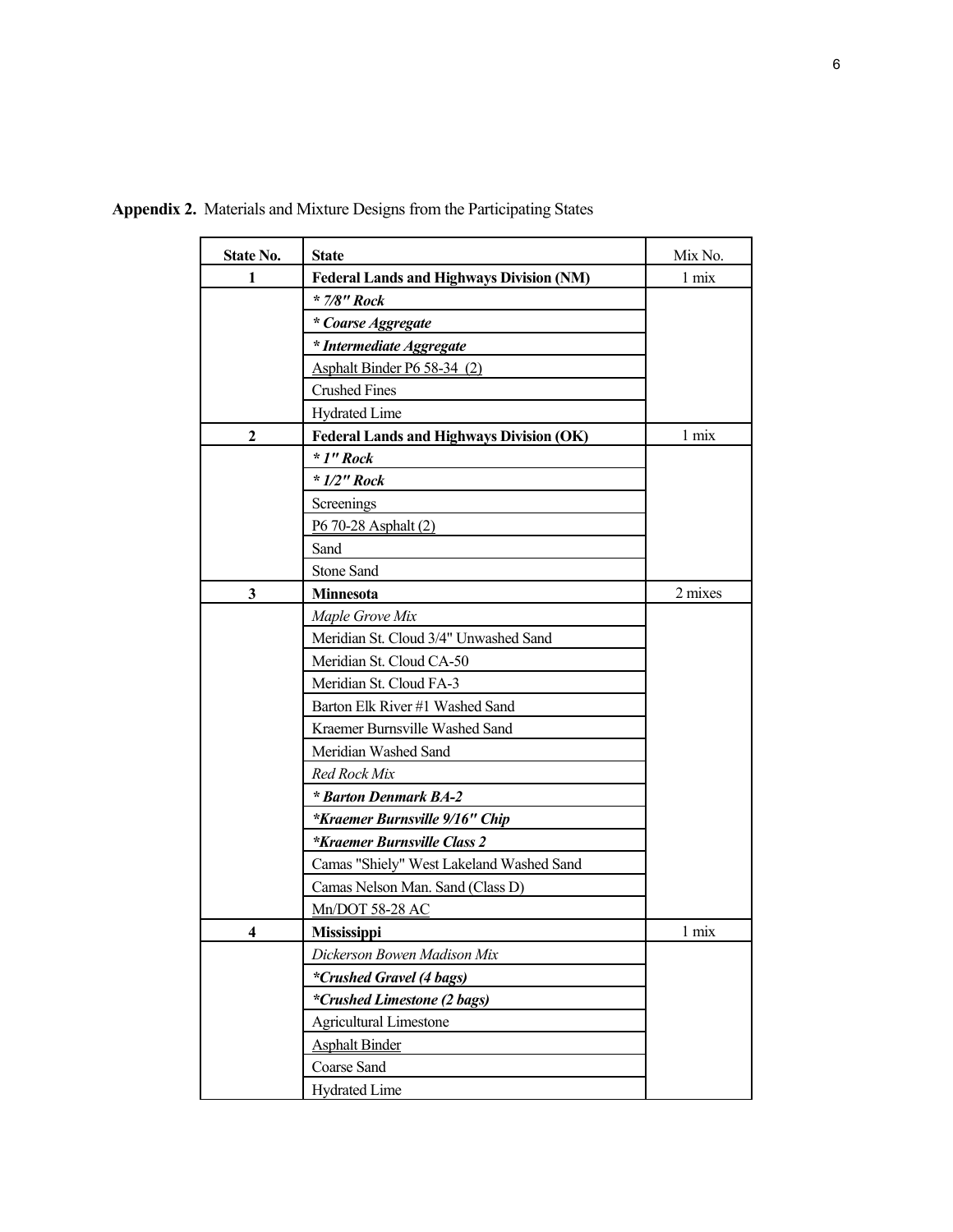**Appendix 2.** Materials and Mixture Designs from the Participating States

| State No. | State | Mix No. |
|---|---|---|
| **1** | **Federal Lands and Highways Division (NM)** | 1 mix |
| | ***\* 7/8" Rock*** | |
| | ***\* Coarse Aggregate*** | |
| | ***\* Intermediate Aggregate*** | |
| | <u>Asphalt Binder P6 58-34 (2)</u> | |
| | Crushed Fines | |
| | Hydrated Lime | |
| **2** | **Federal Lands and Highways Division (OK)** | 1 mix |
| | ***\* 1" Rock*** | |
| | ***\* 1/2" Rock*** | |
| | Screenings | |
| | <u>P6 70-28 Asphalt (2)</u> | |
| | Sand | |
| | Stone Sand | |
| **3** | **Minnesota** | 2 mixes |
| | *Maple Grove Mix* | |
| | Meridian St. Cloud 3/4" Unwashed Sand | |
| | Meridian St. Cloud CA-50 | |
| | Meridian St. Cloud FA-3 | |
| | Barton Elk River #1 Washed Sand | |
| | Kraemer Burnsville Washed Sand | |
| | Meridian Washed Sand | |
| | *Red Rock Mix* | |
| | ***\* Barton Denmark BA-2*** | |
| | ***\*Kraemer Burnsville 9/16" Chip*** | |
| | ***\*Kraemer Burnsville Class 2*** | |
| | Camas "Shiely" West Lakeland Washed Sand | |
| | Camas Nelson Man. Sand (Class D) | |
| | <u>Mn/DOT 58-28 AC</u> | |
| **4** | **Mississippi** | 1 mix |
| | *Dickerson Bowen Madison Mix* | |
| | ***\*Crushed Gravel (4 bags)*** | |
| | ***\*Crushed Limestone (2 bags)*** | |
| | Agricultural Limestone | |
| | <u>Asphalt Binder</u> | |
| | Coarse Sand | |
| | Hydrated Lime | |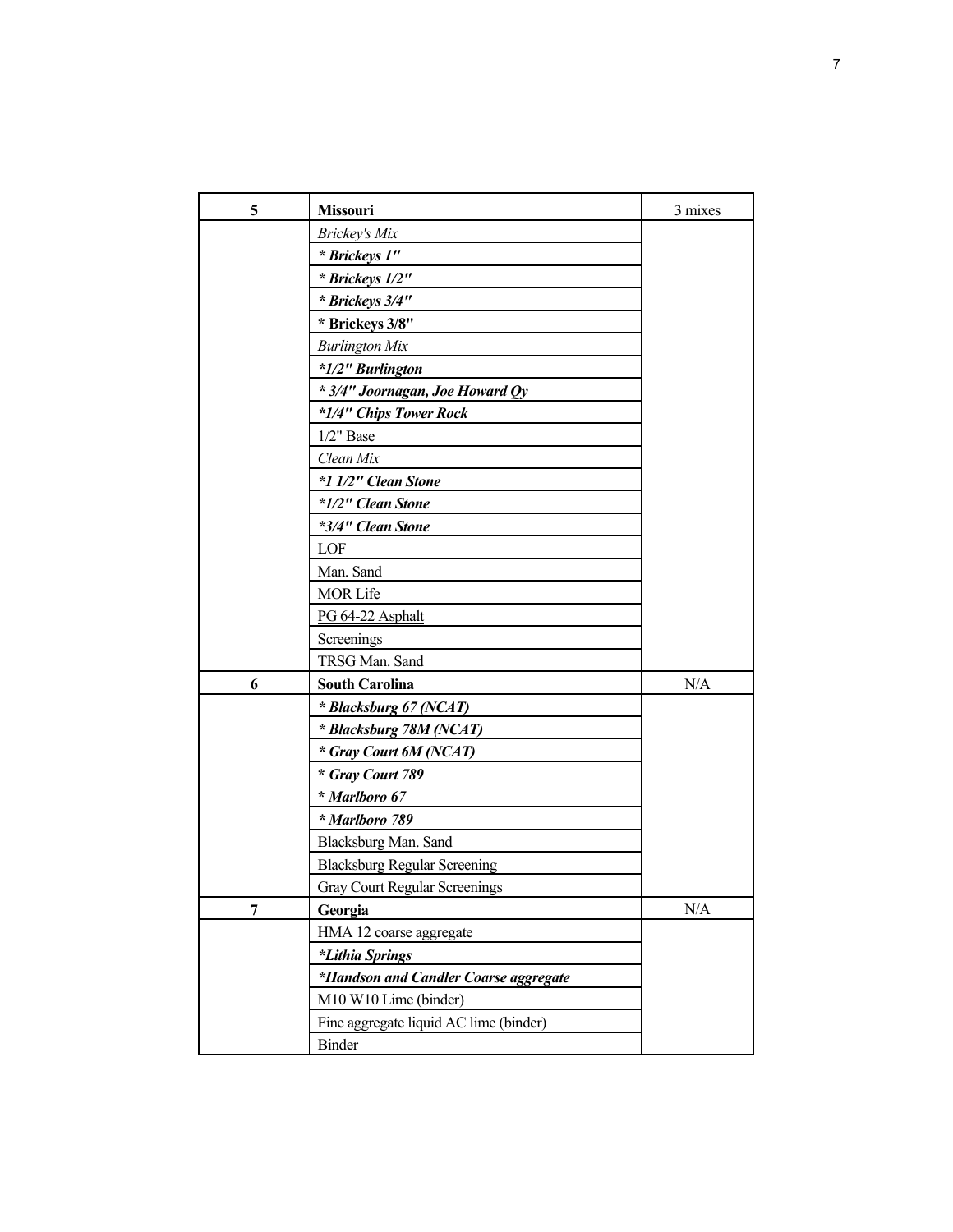| | | |
|---|---|---|
| **5** | **Missouri** | 3 mixes |
| | *Brickey's Mix* | |
| | ***\* Brickeys 1"*** | |
| | ***\* Brickeys 1/2"*** | |
| | ***\* Brickeys 3/4"*** | |
| | **\* Brickeys 3/8"** | |
| | *Burlington Mix* | |
| | ***\*1/2" Burlington*** | |
| | ***\* 3/4" Joornagan, Joe Howard Qy*** | |
| | ***\*1/4" Chips Tower Rock*** | |
| | 1/2" Base | |
| | *Clean Mix* | |
| | ***\*1 1/2" Clean Stone*** | |
| | ***\*1/2" Clean Stone*** | |
| | ***\*3/4" Clean Stone*** | |
| | LOF | |
| | Man. Sand | |
| | MOR Life | |
| | PG 64-22 Asphalt | |
| | Screenings | |
| | TRSG Man. Sand | |
| **6** | **South Carolina** | N/A |
| | ***\* Blacksburg 67 (NCAT)*** | |
| | ***\* Blacksburg 78M (NCAT)*** | |
| | ***\* Gray Court 6M (NCAT)*** | |
| | ***\* Gray Court 789*** | |
| | ***\* Marlboro 67*** | |
| | ***\* Marlboro 789*** | |
| | Blacksburg Man. Sand | |
| | Blacksburg Regular Screening | |
| | Gray Court Regular Screenings | |
| **7** | **Georgia** | N/A |
| | HMA 12 coarse aggregate | |
| | ***\*Lithia Springs*** | |
| | ***\*Handson and Candler Coarse aggregate*** | |
| | M10 W10 Lime (binder) | |
| | Fine aggregate liquid AC lime (binder) | |
| | Binder | |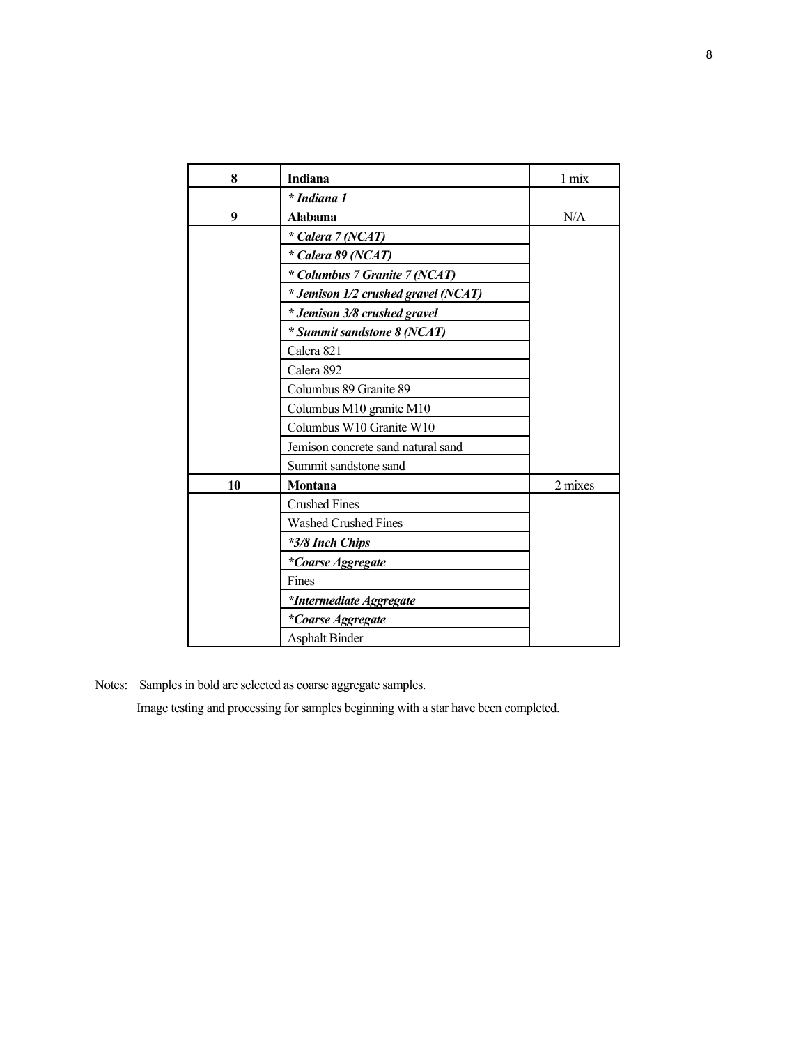| | | |
|---|---|---|
| **8** | **Indiana** | 1 mix |
| | ***\* Indiana 1*** | |
| **9** | **Alabama** | N/A |
| | ***\* Calera 7 (NCAT)*** | |
| | ***\* Calera 89 (NCAT)*** | |
| | ***\* Columbus 7 Granite 7 (NCAT)*** | |
| | ***\* Jemison 1/2 crushed gravel (NCAT)*** | |
| | ***\* Jemison 3/8 crushed gravel*** | |
| | ***\* Summit sandstone 8 (NCAT)*** | |
| | Calera 821 | |
| | Calera 892 | |
| | Columbus 89 Granite 89 | |
| | Columbus M10 granite M10 | |
| | Columbus W10 Granite W10 | |
| | Jemison concrete sand natural sand | |
| | Summit sandstone sand | |
| **10** | **Montana** | 2 mixes |
| | Crushed Fines | |
| | Washed Crushed Fines | |
| | ***\*3/8 Inch Chips*** | |
| | ***\*Coarse Aggregate*** | |
| | Fines | |
| | ***\*Intermediate Aggregate*** | |
| | ***\*Coarse Aggregate*** | |
| | Asphalt Binder | |

Notes: Samples in bold are selected as coarse aggregate samples.

Image testing and processing for samples beginning with a star have been completed.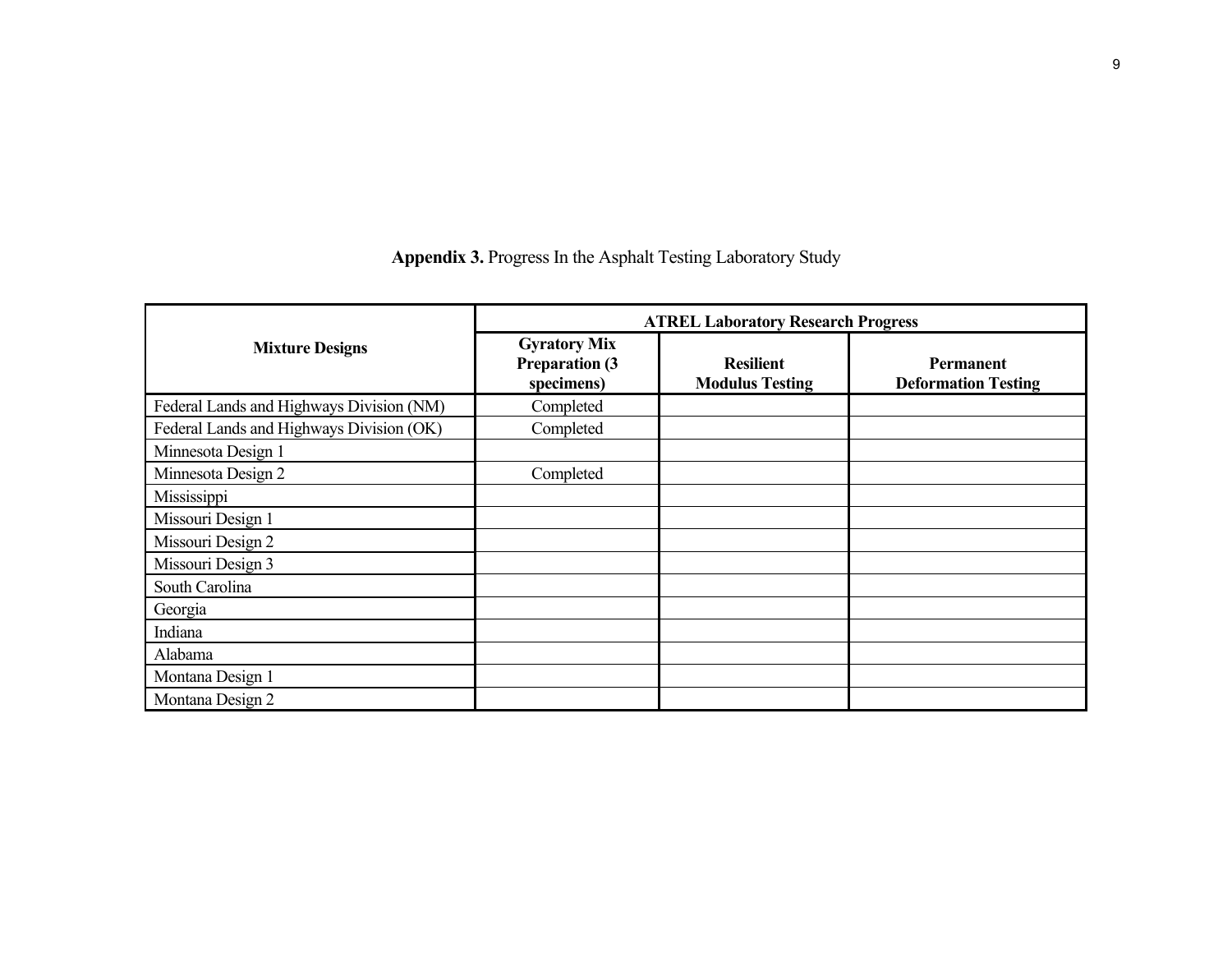**Appendix 3.** Progress In the Asphalt Testing Laboratory Study

| Mixture Designs | ATREL Laboratory Research Progress | | |
|---|---|---|---|
| | Gyratory Mix Preparation (3 specimens) | Resilient Modulus Testing | Permanent Deformation Testing |
| Federal Lands and Highways Division (NM) | Completed | | |
| Federal Lands and Highways Division (OK) | Completed | | |
| Minnesota Design 1 | | | |
| Minnesota Design 2 | Completed | | |
| Mississippi | | | |
| Missouri Design 1 | | | |
| Missouri Design 2 | | | |
| Missouri Design 3 | | | |
| South Carolina | | | |
| Georgia | | | |
| Indiana | | | |
| Alabama | | | |
| Montana Design 1 | | | |
| Montana Design 2 | | | |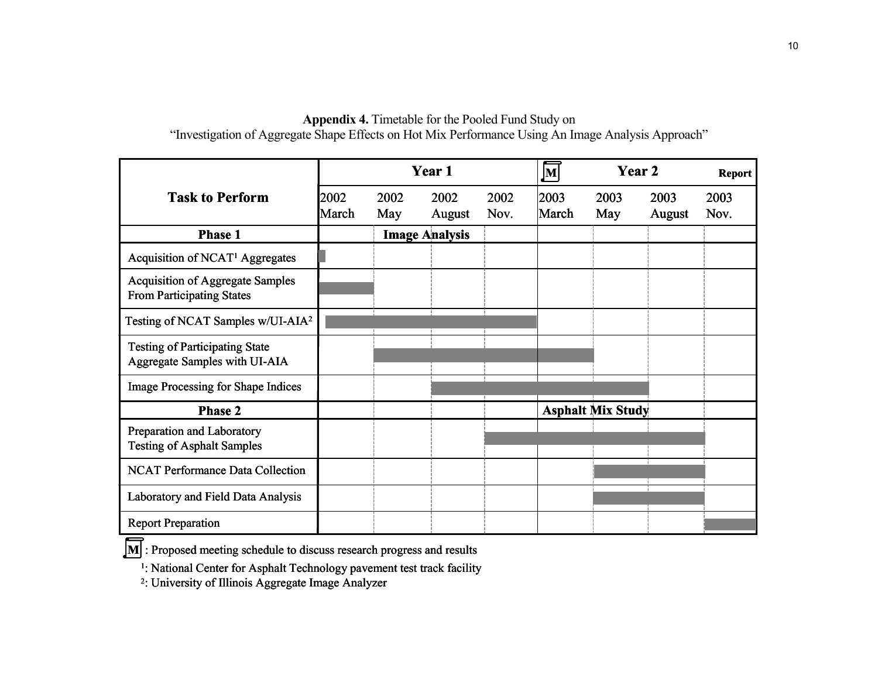**Appendix 4.** Timetable for the Pooled Fund Study on
"Investigation of Aggregate Shape Effects on Hot Mix Performance Using An Image Analysis Approach"

Task to Perform

Year 1

M

Year 2

Report

2002 March

2002 May

2002 August

2002 Nov.

2003 March

2003 May

2003 August

2003 Nov.

**Phase 1**

**Image Analysis**

Acquisition of NCAT[1] Aggregates

Acquisition of Aggregate Samples From Participating States

Testing of NCAT Samples w/UI-AIA[2]

Testing of Participating State Aggregate Samples with UI-AIA

Image Processing for Shape Indices

**Phase 2**

**Asphalt Mix Study**

Preparation and Laboratory Testing of Asphalt Samples

NCAT Performance Data Collection

Laboratory and Field Data Analysis

Report Preparation

M : Proposed meeting schedule to discuss research progress and results

[1]: National Center for Asphalt Technology pavement test track facility

[2]: University of Illinois Aggregate Image Analyzer